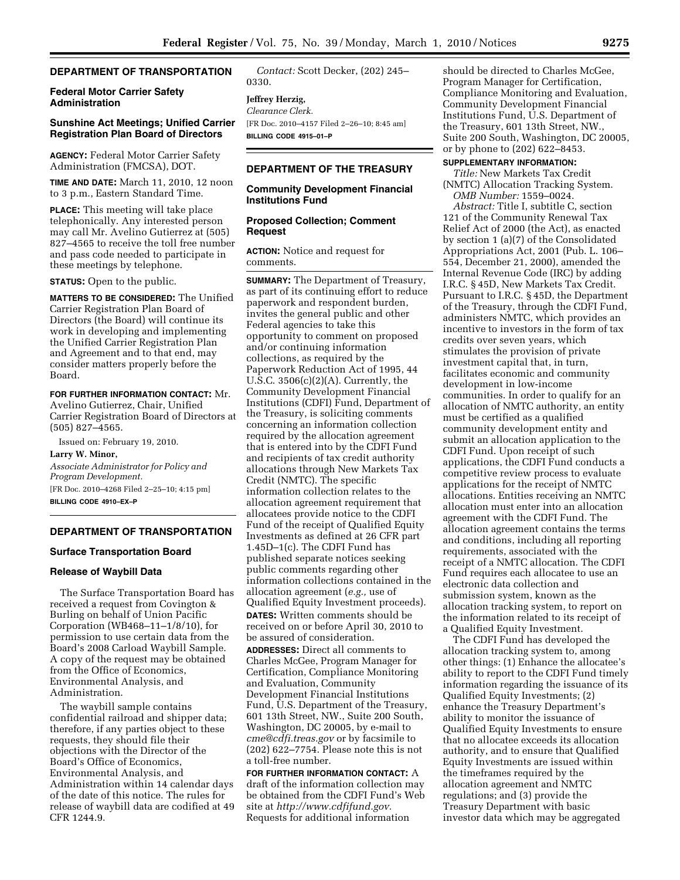## DEPARTMENT OF TRANSPORTATION

### Federal Motor Carrier Safety Administration

### Sunshine Act Meetings; Unified Carrier Registration Plan Board of Directors

**AGENCY:** Federal Motor Carrier Safety Administration (FMCSA), DOT.

**TIME AND DATE:** March 11, 2010, 12 noon to 3 p.m., Eastern Standard Time.

**PLACE:** This meeting will take place telephonically. Any interested person may call Mr. Avelino Gutierrez at (505) 827–4565 to receive the toll free number and pass code needed to participate in these meetings by telephone.

**STATUS:** Open to the public.

**MATTERS TO BE CONSIDERED:** The Unified Carrier Registration Plan Board of Directors (the Board) will continue its work in developing and implementing the Unified Carrier Registration Plan and Agreement and to that end, may consider matters properly before the Board.

**FOR FURTHER INFORMATION CONTACT:** Mr. Avelino Gutierrez, Chair, Unified Carrier Registration Board of Directors at (505) 827–4565.

Issued on: February 19, 2010.

**Larry W. Minor,**

*Associate Administrator for Policy and Program Development.*

[FR Doc. 2010–4268 Filed 2–25–10; 4:15 pm]

**BILLING CODE 4910–EX–P**

## DEPARTMENT OF TRANSPORTATION

### Surface Transportation Board

### Release of Waybill Data

The Surface Transportation Board has received a request from Covington & Burling on behalf of Union Pacific Corporation (WB468–11–1/8/10), for permission to use certain data from the Board's 2008 Carload Waybill Sample. A copy of the request may be obtained from the Office of Economics, Environmental Analysis, and Administration.

The waybill sample contains confidential railroad and shipper data; therefore, if any parties object to these requests, they should file their objections with the Director of the Board's Office of Economics, Environmental Analysis, and Administration within 14 calendar days of the date of this notice. The rules for release of waybill data are codified at 49 CFR 1244.9.

*Contact:* Scott Decker, (202) 245–0330.

**Jeffrey Herzig,**

*Clearance Clerk.*

[FR Doc. 2010–4157 Filed 2–26–10; 8:45 am]

**BILLING CODE 4915–01–P**

## DEPARTMENT OF THE TREASURY

### Community Development Financial Institutions Fund

### Proposed Collection; Comment Request

**ACTION:** Notice and request for comments.

**SUMMARY:** The Department of Treasury, as part of its continuing effort to reduce paperwork and respondent burden, invites the general public and other Federal agencies to take this opportunity to comment on proposed and/or continuing information collections, as required by the Paperwork Reduction Act of 1995, 44 U.S.C. 3506(c)(2)(A). Currently, the Community Development Financial Institutions (CDFI) Fund, Department of the Treasury, is soliciting comments concerning an information collection required by the allocation agreement that is entered into by the CDFI Fund and recipients of tax credit authority allocations through New Markets Tax Credit (NMTC). The specific information collection relates to the allocation agreement requirement that allocatees provide notice to the CDFI Fund of the receipt of Qualified Equity Investments as defined at 26 CFR part 1.45D–1(c). The CDFI Fund has published separate notices seeking public comments regarding other information collections contained in the allocation agreement (*e.g.,* use of Qualified Equity Investment proceeds).

**DATES:** Written comments should be received on or before April 30, 2010 to be assured of consideration.

**ADDRESSES:** Direct all comments to Charles McGee, Program Manager for Certification, Compliance Monitoring and Evaluation, Community Development Financial Institutions Fund, U.S. Department of the Treasury, 601 13th Street, NW., Suite 200 South, Washington, DC 20005, by e-mail to *cme@cdfi.treas.gov* or by facsimile to (202) 622–7754. Please note this is not a toll-free number.

**FOR FURTHER INFORMATION CONTACT:** A draft of the information collection may be obtained from the CDFI Fund's Web site at *http://www.cdfifund.gov.* Requests for additional information should be directed to Charles McGee, Program Manager for Certification, Compliance Monitoring and Evaluation, Community Development Financial Institutions Fund, U.S. Department of the Treasury, 601 13th Street, NW., Suite 200 South, Washington, DC 20005, or by phone to (202) 622–8453.

**SUPPLEMENTARY INFORMATION:**

*Title:* New Markets Tax Credit (NMTC) Allocation Tracking System.

*OMB Number:* 1559–0024.

*Abstract:* Title I, subtitle C, section 121 of the Community Renewal Tax Relief Act of 2000 (the Act), as enacted by section 1 (a)(7) of the Consolidated Appropriations Act, 2001 (Pub. L. 106–554, December 21, 2000), amended the Internal Revenue Code (IRC) by adding I.R.C. § 45D, New Markets Tax Credit. Pursuant to I.R.C. § 45D, the Department of the Treasury, through the CDFI Fund, administers NMTC, which provides an incentive to investors in the form of tax credits over seven years, which stimulates the provision of private investment capital that, in turn, facilitates economic and community development in low-income communities. In order to qualify for an allocation of NMTC authority, an entity must be certified as a qualified community development entity and submit an allocation application to the CDFI Fund. Upon receipt of such applications, the CDFI Fund conducts a competitive review process to evaluate applications for the receipt of NMTC allocations. Entities receiving an NMTC allocation must enter into an allocation agreement with the CDFI Fund. The allocation agreement contains the terms and conditions, including all reporting requirements, associated with the receipt of a NMTC allocation. The CDFI Fund requires each allocatee to use an electronic data collection and submission system, known as the allocation tracking system, to report on the information related to its receipt of a Qualified Equity Investment.

The CDFI Fund has developed the allocation tracking system to, among other things: (1) Enhance the allocatee's ability to report to the CDFI Fund timely information regarding the issuance of its Qualified Equity Investments; (2) enhance the Treasury Department's ability to monitor the issuance of Qualified Equity Investments to ensure that no allocatee exceeds its allocation authority, and to ensure that Qualified Equity Investments are issued within the timeframes required by the allocation agreement and NMTC regulations; and (3) provide the Treasury Department with basic investor data which may be aggregated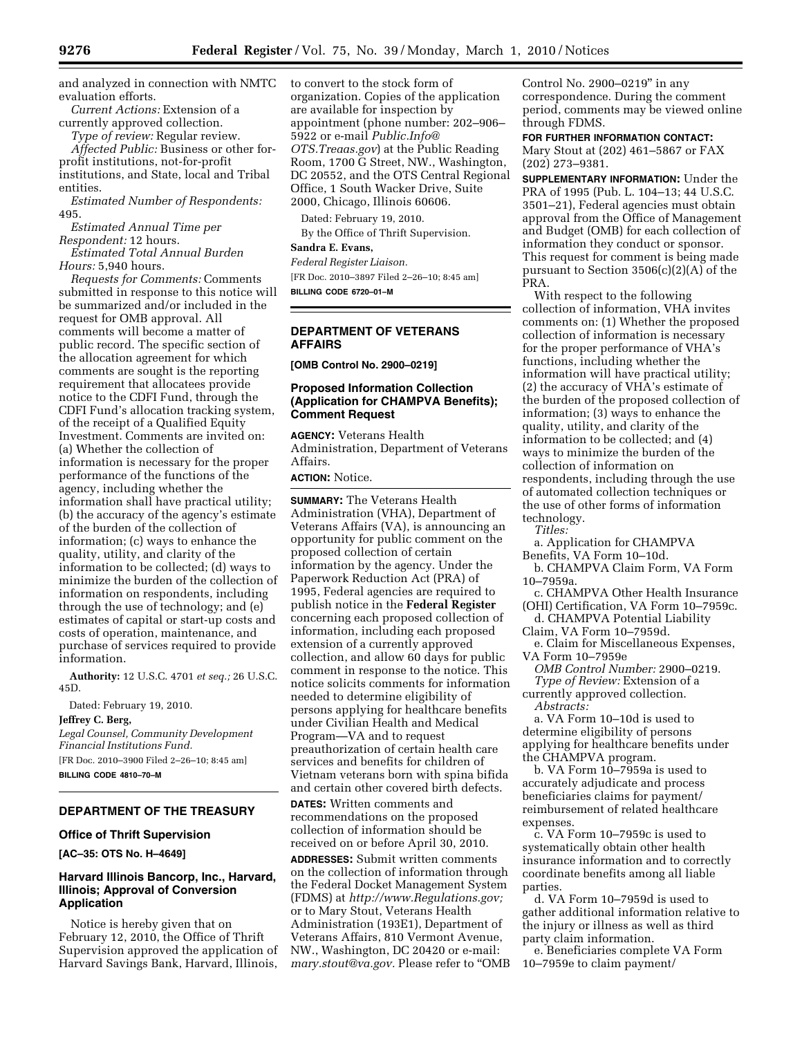and analyzed in connection with NMTC evaluation efforts.

*Current Actions:* Extension of a currently approved collection.

*Type of review:* Regular review.

*Affected Public:* Business or other for-profit institutions, not-for-profit institutions, and State, local and Tribal entities.

*Estimated Number of Respondents:* 495.

*Estimated Annual Time per Respondent:* 12 hours.

*Estimated Total Annual Burden Hours:* 5,940 hours.

*Requests for Comments:* Comments submitted in response to this notice will be summarized and/or included in the request for OMB approval. All comments will become a matter of public record. The specific section of the allocation agreement for which comments are sought is the reporting requirement that allocatees provide notice to the CDFI Fund, through the CDFI Fund's allocation tracking system, of the receipt of a Qualified Equity Investment. Comments are invited on: (a) Whether the collection of information is necessary for the proper performance of the functions of the agency, including whether the information shall have practical utility; (b) the accuracy of the agency's estimate of the burden of the collection of information; (c) ways to enhance the quality, utility, and clarity of the information to be collected; (d) ways to minimize the burden of the collection of information on respondents, including through the use of technology; and (e) estimates of capital or start-up costs and costs of operation, maintenance, and purchase of services required to provide information.

**Authority:** 12 U.S.C. 4701 *et seq.;* 26 U.S.C. 45D.

Dated: February 19, 2010.

**Jeffrey C. Berg,**

*Legal Counsel, Community Development Financial Institutions Fund.*

[FR Doc. 2010–3900 Filed 2–26–10; 8:45 am]

**BILLING CODE 4810–70–M**

## DEPARTMENT OF THE TREASURY

### Office of Thrift Supervision

**[AC–35: OTS No. H–4649]**

### Harvard Illinois Bancorp, Inc., Harvard, Illinois; Approval of Conversion Application

Notice is hereby given that on February 12, 2010, the Office of Thrift Supervision approved the application of Harvard Savings Bank, Harvard, Illinois, to convert to the stock form of organization. Copies of the application are available for inspection by appointment (phone number: 202–906–5922 or e-mail *Public.Info@OTS.Treaas.gov*) at the Public Reading Room, 1700 G Street, NW., Washington, DC 20552, and the OTS Central Regional Office, 1 South Wacker Drive, Suite 2000, Chicago, Illinois 60606.

Dated: February 19, 2010.

By the Office of Thrift Supervision.

**Sandra E. Evans,**

*Federal Register Liaison.*

[FR Doc. 2010–3897 Filed 2–26–10; 8:45 am]

**BILLING CODE 6720–01–M**

## DEPARTMENT OF VETERANS AFFAIRS

**[OMB Control No. 2900–0219]**

### Proposed Information Collection (Application for CHAMPVA Benefits); Comment Request

**AGENCY:** Veterans Health Administration, Department of Veterans Affairs.

**ACTION:** Notice.

**SUMMARY:** The Veterans Health Administration (VHA), Department of Veterans Affairs (VA), is announcing an opportunity for public comment on the proposed collection of certain information by the agency. Under the Paperwork Reduction Act (PRA) of 1995, Federal agencies are required to publish notice in the **Federal Register** concerning each proposed collection of information, including each proposed extension of a currently approved collection, and allow 60 days for public comment in response to the notice. This notice solicits comments for information needed to determine eligibility of persons applying for healthcare benefits under Civilian Health and Medical Program—VA and to request preauthorization of certain health care services and benefits for children of Vietnam veterans born with spina bifida and certain other covered birth defects.

**DATES:** Written comments and recommendations on the proposed collection of information should be received on or before April 30, 2010.

**ADDRESSES:** Submit written comments on the collection of information through the Federal Docket Management System (FDMS) at *http://www.Regulations.gov;* or to Mary Stout, Veterans Health Administration (193E1), Department of Veterans Affairs, 810 Vermont Avenue, NW., Washington, DC 20420 or e-mail: *mary.stout@va.gov.* Please refer to "OMB Control No. 2900–0219" in any correspondence. During the comment period, comments may be viewed online through FDMS.

**FOR FURTHER INFORMATION CONTACT:** Mary Stout at (202) 461–5867 or FAX (202) 273–9381.

**SUPPLEMENTARY INFORMATION:** Under the PRA of 1995 (Pub. L. 104–13; 44 U.S.C. 3501–21), Federal agencies must obtain approval from the Office of Management and Budget (OMB) for each collection of information they conduct or sponsor. This request for comment is being made pursuant to Section 3506(c)(2)(A) of the PRA.

With respect to the following collection of information, VHA invites comments on: (1) Whether the proposed collection of information is necessary for the proper performance of VHA's functions, including whether the information will have practical utility; (2) the accuracy of VHA's estimate of the burden of the proposed collection of information; (3) ways to enhance the quality, utility, and clarity of the information to be collected; and (4) ways to minimize the burden of the collection of information on respondents, including through the use of automated collection techniques or the use of other forms of information technology.

*Titles:*

a. Application for CHAMPVA Benefits, VA Form 10–10d.

b. CHAMPVA Claim Form, VA Form 10–7959a.

c. CHAMPVA Other Health Insurance (OHI) Certification, VA Form 10–7959c.

d. CHAMPVA Potential Liability Claim, VA Form 10–7959d.

e. Claim for Miscellaneous Expenses, VA Form 10–7959e

*OMB Control Number:* 2900–0219.

*Type of Review:* Extension of a currently approved collection.

*Abstracts:*

a. VA Form 10–10d is used to determine eligibility of persons applying for healthcare benefits under the CHAMPVA program.

b. VA Form 10–7959a is used to accurately adjudicate and process beneficiaries claims for payment/reimbursement of related healthcare expenses.

c. VA Form 10–7959c is used to systematically obtain other health insurance information and to correctly coordinate benefits among all liable parties.

d. VA Form 10–7959d is used to gather additional information relative to the injury or illness as well as third party claim information.

e. Beneficiaries complete VA Form 10–7959e to claim payment/